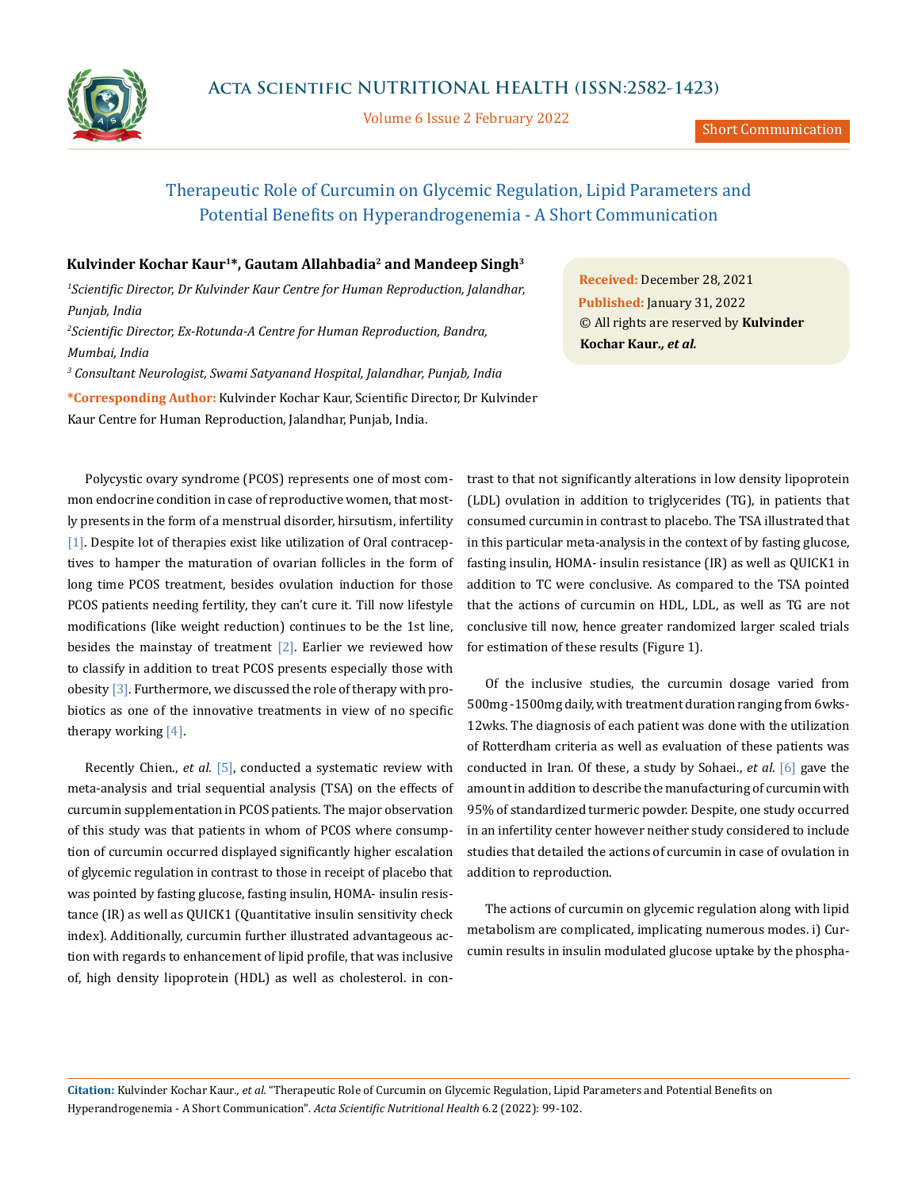# Therapeutic Role of Curcumin on Glycemic Regulation, Lipid Parameters and Potential Benefits on Hyperandrogenemia - A Short Communication

**Kulvinder Kochar Kaur[1]*, Gautam Allahbadia[2] and Mandeep Singh[3]**

[1]*Scientific Director, Dr Kulvinder Kaur Centre for Human Reproduction, Jalandhar, Punjab, India*

[2]*Scientific Director, Ex-Rotunda-A Centre for Human Reproduction, Bandra, Mumbai, India*

[3] *Consultant Neurologist, Swami Satyanand Hospital, Jalandhar, Punjab, India*

**\*Corresponding Author:** Kulvinder Kochar Kaur, Scientific Director, Dr Kulvinder Kaur Centre for Human Reproduction, Jalandhar, Punjab, India.

**Received:** December 28, 2021

**Published:** January 31, 2022

© All rights are reserved by **Kulvinder Kochar Kaur., *et al.***

Polycystic ovary syndrome (PCOS) represents one of most common endocrine condition in case of reproductive women, that mostly presents in the form of a menstrual disorder, hirsutism, infertility [1]. Despite lot of therapies exist like utilization of Oral contraceptives to hamper the maturation of ovarian follicles in the form of long time PCOS treatment, besides ovulation induction for those PCOS patients needing fertility, they can't cure it. Till now lifestyle modifications (like weight reduction) continues to be the 1st line, besides the mainstay of treatment [2]. Earlier we reviewed how to classify in addition to treat PCOS presents especially those with obesity [3]. Furthermore, we discussed the role of therapy with probiotics as one of the innovative treatments in view of no specific therapy working [4].

Recently Chien., *et al.* [5], conducted a systematic review with meta-analysis and trial sequential analysis (TSA) on the effects of curcumin supplementation in PCOS patients. The major observation of this study was that patients in whom of PCOS where consumption of curcumin occurred displayed significantly higher escalation of glycemic regulation in contrast to those in receipt of placebo that was pointed by fasting glucose, fasting insulin, HOMA- insulin resistance (IR) as well as QUICK1 (Quantitative insulin sensitivity check index). Additionally, curcumin further illustrated advantageous action with regards to enhancement of lipid profile, that was inclusive of, high density lipoprotein (HDL) as well as cholesterol. in contrast to that not significantly alterations in low density lipoprotein (LDL) ovulation in addition to triglycerides (TG), in patients that consumed curcumin in contrast to placebo. The TSA illustrated that in this particular meta-analysis in the context of by fasting glucose, fasting insulin, HOMA- insulin resistance (IR) as well as QUICK1 in addition to TC were conclusive. As compared to the TSA pointed that the actions of curcumin on HDL, LDL, as well as TG are not conclusive till now, hence greater randomized larger scaled trials for estimation of these results (Figure 1).

Of the inclusive studies, the curcumin dosage varied from 500mg -1500mg daily, with treatment duration ranging from 6wks-12wks. The diagnosis of each patient was done with the utilization of Rotterdam criteria as well as evaluation of these patients was conducted in Iran. Of these, a study by Sohaei., *et al.* [6] gave the amount in addition to describe the manufacturing of curcumin with 95% of standardized turmeric powder. Despite, one study occurred in an infertility center however neither study considered to include studies that detailed the actions of curcumin in case of ovulation in addition to reproduction.

The actions of curcumin on glycemic regulation along with lipid metabolism are complicated, implicating numerous modes. i) Curcumin results in insulin modulated glucose uptake by the phospha-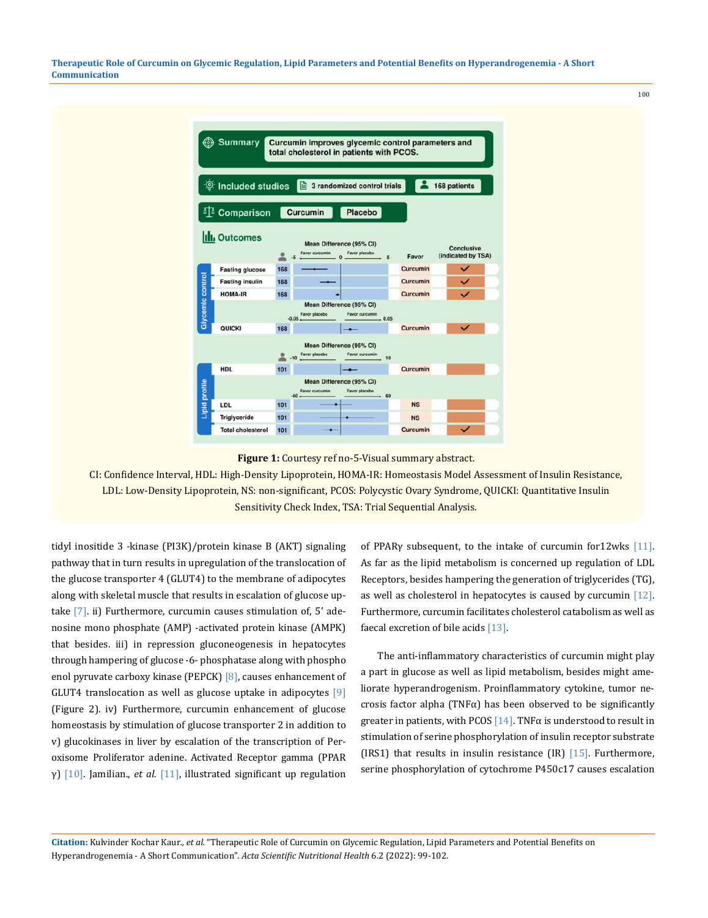| | Summary | Curcumin improves glycemic control parameters and total cholesterol in patients with PCOS. |
|---|---|---|

| Included studies | 3 randomized control trials | 168 patients |
|---|---|---|

| Comparison | Curcumin | Placebo |
|---|---|---|

**Outcomes**

| | Outcome | Patients | Mean Difference (95% CI) | Favor | Conclusive (indicated by TSA) |
|---|---|---|---|---|---|
| Glycemic control | Fasting glucose | 168 | | Curcumin | ✓ |
| | Fasting insulin | 168 | | Curcumin | ✓ |
| | HOMA-IR | 168 | | Curcumin | ✓ |
| | QUICKI | 168 | | Curcumin | ✓ |
| Lipid profile | HDL | 101 | | Curcumin | |
| | LDL | 101 | | NS | |
| | Triglyceride | 101 | | NS | |
| | Total cholesterol | 101 | | Curcumin | ✓ |

**Figure 1:** Courtesy ref no-5-Visual summary abstract.

CI: Confidence Interval, HDL: High-Density Lipoprotein, HOMA-IR: Homeostasis Model Assessment of Insulin Resistance, LDL: Low-Density Lipoprotein, NS: non-significant, PCOS: Polycystic Ovary Syndrome, QUICKI: Quantitative Insulin Sensitivity Check Index, TSA: Trial Sequential Analysis.

tidyl inositide 3 -kinase (PI3K)/protein kinase B (AKT) signaling pathway that in turn results in upregulation of the translocation of the glucose transporter 4 (GLUT4) to the membrane of adipocytes along with skeletal muscle that results in escalation of glucose uptake [7]. ii) Furthermore, curcumin causes stimulation of, 5' adenosine mono phosphate (AMP) -activated protein kinase (AMPK) that besides. iii) in repression gluconeogenesis in hepatocytes through hampering of glucose -6- phosphatase along with phospho enol pyruvate carboxy kinase (PEPCK) [8], causes enhancement of GLUT4 translocation as well as glucose uptake in adipocytes [9] (Figure 2). iv) Furthermore, curcumin enhancement of glucose homeostasis by stimulation of glucose transporter 2 in addition to v) glucokinases in liver by escalation of the transcription of Peroxisome Proliferator adenine. Activated Receptor gamma (PPAR γ) [10]. Jamilian., *et al.* [11], illustrated significant up regulation of PPARγ subsequent, to the intake of curcumin for12wks [11]. As far as the lipid metabolism is concerned up regulation of LDL Receptors, besides hampering the generation of triglycerides (TG), as well as cholesterol in hepatocytes is caused by curcumin [12]. Furthermore, curcumin facilitates cholesterol catabolism as well as faecal excretion of bile acids [13].

The anti-inflammatory characteristics of curcumin might play a part in glucose as well as lipid metabolism, besides might ameliorate hyperandrogenism. Proinflammatory cytokine, tumor necrosis factor alpha (TNFα) has been observed to be significantly greater in patients, with PCOS [14]. TNFα is understood to result in stimulation of serine phosphorylation of insulin receptor substrate (IRS1) that results in insulin resistance (IR) [15]. Furthermore, serine phosphorylation of cytochrome P450c17 causes escalation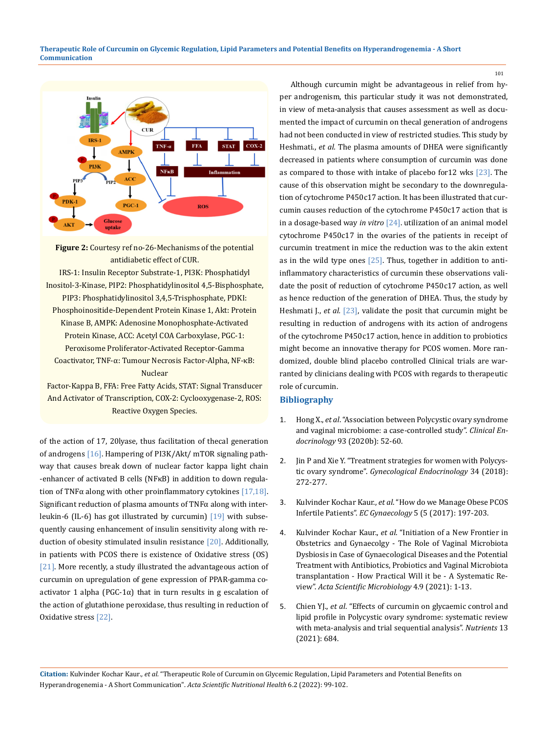**Figure 2:** Courtesy ref no-26-Mechanisms of the potential antidiabetic effect of CUR.

IRS-1: Insulin Receptor Substrate-1, PI3K: Phosphatidyl Inositol-3-Kinase, PIP2: Phosphatidylinositol 4,5-Bisphosphate, PIP3: Phosphatidylinositol 3,4,5-Trisphosphate, PDKI: Phosphoinositide-Dependent Protein Kinase 1, Akt: Protein Kinase B, AMPK: Adenosine Monophosphate-Activated Protein Kinase, ACC: Acetyl COA Carboxylase, PGC-1: Peroxisome Proliferator-Activated Receptor-Gamma Coactivator, TNF-α: Tumour Necrosis Factor-Alpha, NF-κB: Nuclear Factor-Kappa B, FFA: Free Fatty Acids, STAT: Signal Transducer And Activator of Transcription, COX-2: Cyclooxygenase-2, ROS: Reactive Oxygen Species.

of the action of 17, 20lyase, thus facilitation of thecal generation of androgens [16]. Hampering of PI3K/Akt/ mTOR signaling pathway that causes break down of nuclear factor kappa light chain -enhancer of activated B cells (NFκB) in addition to down regulation of TNFα along with other proinflammatory cytokines [17,18]. Significant reduction of plasma amounts of TNFα along with interleukin-6 (IL-6) has got illustrated by curcumin) [19] with subsequently causing enhancement of insulin sensitivity along with reduction of obesity stimulated insulin resistance [20]. Additionally, in patients with PCOS there is existence of Oxidative stress (OS) [21]. More recently, a study illustrated the advantageous action of curcumin on upregulation of gene expression of PPAR-gamma coactivator 1 alpha (PGC-1α) that in turn results in g escalation of the action of glutathione peroxidase, thus resulting in reduction of Oxidative stress [22].

Although curcumin might be advantageous in relief from hyper androgenism, this particular study it was not demonstrated, in view of meta-analysis that causes assessment as well as documented the impact of curcumin on thecal generation of androgens had not been conducted in view of restricted studies. This study by Heshmati., *et al.* The plasma amounts of DHEA were significantly decreased in patients where consumption of curcumin was done as compared to those with intake of placebo for12 wks [23]. The cause of this observation might be secondary to the downregulation of cytochrome P450c17 action. It has been illustrated that curcumin causes reduction of the cytochrome P450c17 action that is in a dosage-based way *in vitro* [24]. utilization of an animal model cytochrome P450c17 in the ovaries of the patients in receipt of curcumin treatment in mice the reduction was to the akin extent as in the wild type ones [25]. Thus, together in addition to anti-inflammatory characteristics of curcumin these observations validate the posit of reduction of cytochrome P450c17 action, as well as hence reduction of the generation of DHEA. Thus, the study by Heshmati J., *et al.* [23], validate the posit that curcumin might be resulting in reduction of androgens with its action of androgens of the cytochrome P450c17 action, hence in addition to probiotics might become an innovative therapy for PCOS women. More randomized, double blind placebo controlled Clinical trials are warranted by clinicians dealing with PCOS with regards to therapeutic role of curcumin.

## Bibliography

1. Hong X., *et al.* "Association between Polycystic ovary syndrome and vaginal microbiome: a case-controlled study". *Clinical Endocrinology* 93 (2020b): 52-60.

2. Jin P and Xie Y. "Treatment strategies for women with Polycystic ovary syndrome". *Gynecological Endocrinology* 34 (2018): 272-277.

3. Kulvinder Kochar Kaur., *et al.* "How do we Manage Obese PCOS Infertile Patients". *EC Gynaecology* 5 (5 (2017): 197-203.

4. Kulvinder Kochar Kaur., *et al.* "Initiation of a New Frontier in Obstetrics and Gynaecolgy - The Role of Vaginal Microbiota Dysbiosis in Case of Gynaecological Diseases and the Potential Treatment with Antibiotics, Probiotics and Vaginal Microbiota transplantation - How Practical Will it be - A Systematic Review". *Acta Scientific Microbiology* 4.9 (2021): 1-13.

5. Chien YJ., *et al.* "Effects of curcumin on glycaemic control and lipid profile in Polycystic ovary syndrome: systematic review with meta-analysis and trial sequential analysis". *Nutrients* 13 (2021): 684.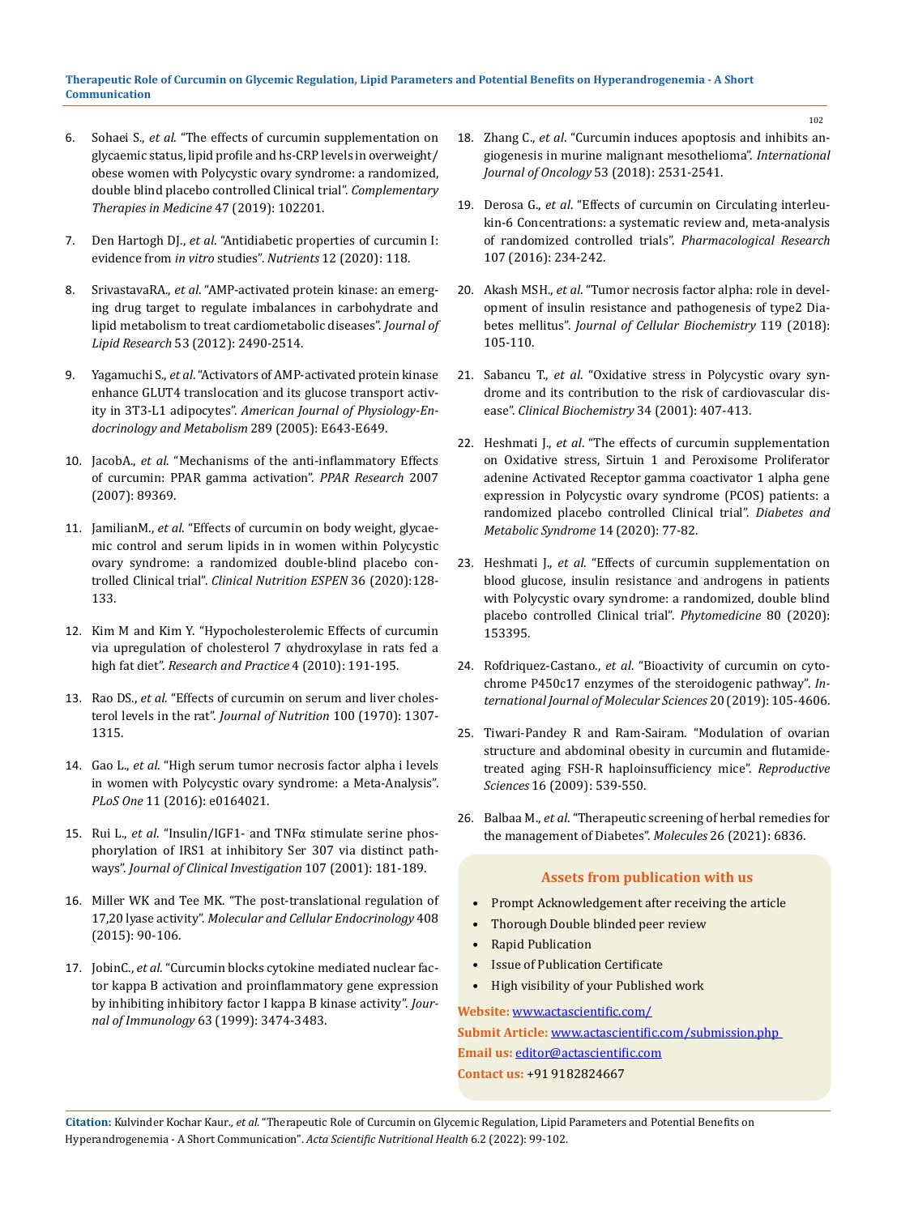6. Sohaei S., *et al.* "The effects of curcumin supplementation on glycaemic status, lipid profile and hs-CRP levels in overweight/obese women with Polycystic ovary syndrome: a randomized, double blind placebo controlled Clinical trial". *Complementary Therapies in Medicine* 47 (2019): 102201.

7. Den Hartogh DJ., *et al.* "Antidiabetic properties of curcumin I: evidence from *in vitro* studies". *Nutrients* 12 (2020): 118.

8. SrivastavaRA., *et al.* "AMP-activated protein kinase: an emerging drug target to regulate imbalances in carbohydrate and lipid metabolism to treat cardiometabolic diseases". *Journal of Lipid Research* 53 (2012): 2490-2514.

9. Yagamuchi S., *et al.* "Activators of AMP-activated protein kinase enhance GLUT4 translocation and its glucose transport activity in 3T3-L1 adipocytes". *American Journal of Physiology-Endocrinology and Metabolism* 289 (2005): E643-E649.

10. JacobA., *et al.* "Mechanisms of the anti-inflammatory Effects of curcumin: PPAR gamma activation". *PPAR Research* 2007 (2007): 89369.

11. JamilianM., *et al.* "Effects of curcumin on body weight, glycaemic control and serum lipids in in women within Polycystic ovary syndrome: a randomized double-blind placebo controlled Clinical trial". *Clinical Nutrition ESPEN* 36 (2020):128-133.

12. Kim M and Kim Y. "Hypocholesterolemic Effects of curcumin via upregulation of cholesterol 7 αhydroxylase in rats fed a high fat diet". *Research and Practice* 4 (2010): 191-195.

13. Rao DS., *et al.* "Effects of curcumin on serum and liver cholesterol levels in the rat". *Journal of Nutrition* 100 (1970): 1307-1315.

14. Gao L., *et al.* "High serum tumor necrosis factor alpha i levels in women with Polycystic ovary syndrome: a Meta-Analysis". *PLoS One* 11 (2016): e0164021.

15. Rui L., *et al.* "Insulin/IGF1- and TNFα stimulate serine phosphorylation of IRS1 at inhibitory Ser 307 via distinct pathways". *Journal of Clinical Investigation* 107 (2001): 181-189.

16. Miller WK and Tee MK. "The post-translational regulation of 17,20 lyase activity". *Molecular and Cellular Endocrinology* 408 (2015): 90-106.

17. JobinC., *et al.* "Curcumin blocks cytokine mediated nuclear factor kappa B activation and proinflammatory gene expression by inhibiting inhibitory factor I kappa B kinase activity". *Journal of Immunology* 63 (1999): 3474-3483.

18. Zhang C., *et al.* "Curcumin induces apoptosis and inhibits angiogenesis in murine malignant mesothelioma". *International Journal of Oncology* 53 (2018): 2531-2541.

19. Derosa G., *et al.* "Effects of curcumin on Circulating interleukin-6 Concentrations: a systematic review and, meta-analysis of randomized controlled trials". *Pharmacological Research* 107 (2016): 234-242.

20. Akash MSH., *et al.* "Tumor necrosis factor alpha: role in development of insulin resistance and pathogenesis of type2 Diabetes mellitus". *Journal of Cellular Biochemistry* 119 (2018): 105-110.

21. Sabancu T., *et al.* "Oxidative stress in Polycystic ovary syndrome and its contribution to the risk of cardiovascular disease". *Clinical Biochemistry* 34 (2001): 407-413.

22. Heshmati J., *et al.* "The effects of curcumin supplementation on Oxidative stress, Sirtuin 1 and Peroxisome Proliferator adenine Activated Receptor gamma coactivator 1 alpha gene expression in Polycystic ovary syndrome (PCOS) patients: a randomized placebo controlled Clinical trial". *Diabetes and Metabolic Syndrome* 14 (2020): 77-82.

23. Heshmati J., *et al.* "Effects of curcumin supplementation on blood glucose, insulin resistance and androgens in patients with Polycystic ovary syndrome: a randomized, double blind placebo controlled Clinical trial". *Phytomedicine* 80 (2020): 153395.

24. Rofdriquez-Castano., *et al.* "Bioactivity of curcumin on cytochrome P450c17 enzymes of the steroidogenic pathway". *International Journal of Molecular Sciences* 20 (2019): 105-4606.

25. Tiwari-Pandey R and Ram-Sairam. "Modulation of ovarian structure and abdominal obesity in curcumin and flutamide-treated aging FSH-R haploinsufficiency mice". *Reproductive Sciences* 16 (2009): 539-550.

26. Balbaa M., *et al.* "Therapeutic screening of herbal remedies for the management of Diabetes". *Molecules* 26 (2021): 6836.

**Assets from publication with us**

- Prompt Acknowledgement after receiving the article
- Thorough Double blinded peer review
- Rapid Publication
- Issue of Publication Certificate
- High visibility of your Published work

**Website:** www.actascientific.com/

**Submit Article:** www.actascientific.com/submission.php

**Email us:** editor@actascientific.com

**Contact us:** +91 9182824667